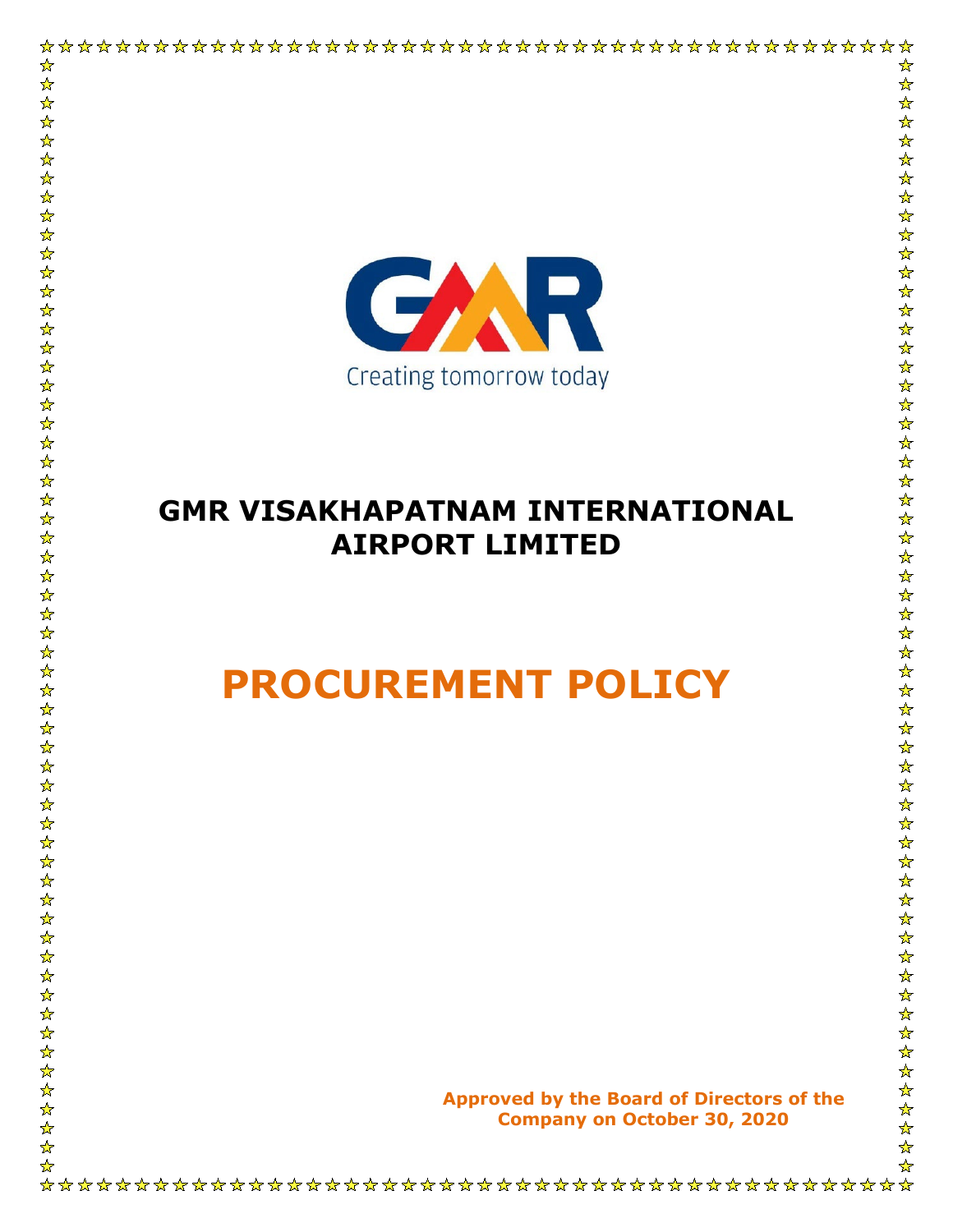Creating tomorrow today

# GMR VISAKHAPATNAM INTERNATIONAL AIRPORT LIMITED

# PROCUREMENT POLICY

**Approved by the Board of Directors of the Company on October 30, 2020**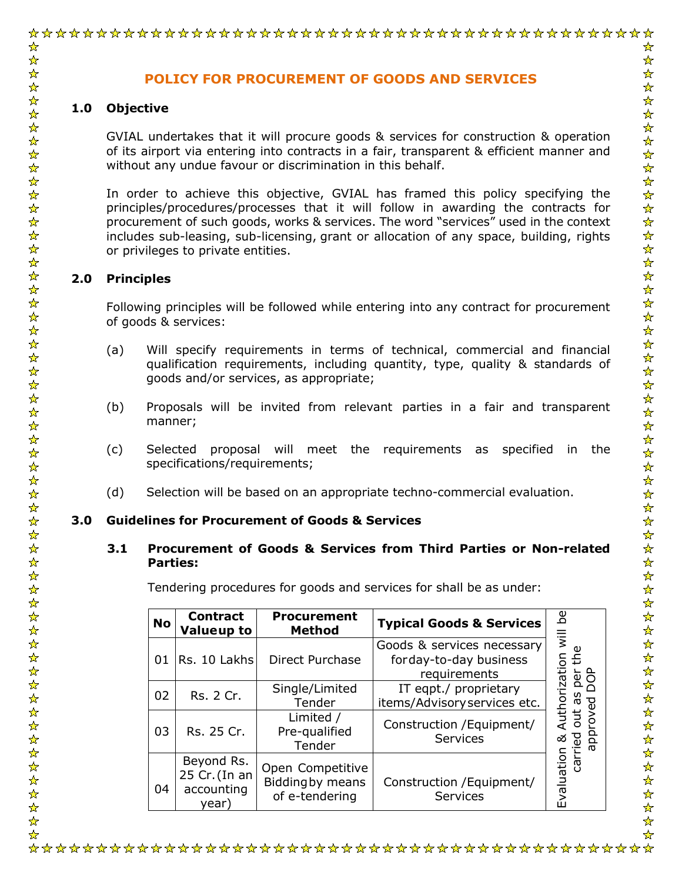## POLICY FOR PROCUREMENT OF GOODS AND SERVICES

### 1.0 Objective

GVIAL undertakes that it will procure goods & services for construction & operation of its airport via entering into contracts in a fair, transparent & efficient manner and without any undue favour or discrimination in this behalf.

In order to achieve this objective, GVIAL has framed this policy specifying the principles/procedures/processes that it will follow in awarding the contracts for procurement of such goods, works & services. The word "services" used in the context includes sub-leasing, sub-licensing, grant or allocation of any space, building, rights or privileges to private entities.

### 2.0 Principles

Following principles will be followed while entering into any contract for procurement of goods & services:

(a) Will specify requirements in terms of technical, commercial and financial qualification requirements, including quantity, type, quality & standards of goods and/or services, as appropriate;

(b) Proposals will be invited from relevant parties in a fair and transparent manner;

(c) Selected proposal will meet the requirements as specified in the specifications/requirements;

(d) Selection will be based on an appropriate techno-commercial evaluation.

### 3.0 Guidelines for Procurement of Goods & Services

#### 3.1 Procurement of Goods & Services from Third Parties or Non-related Parties:

Tendering procedures for goods and services for shall be as under:

| No | Contract Value up to | Procurement Method | Typical Goods & Services | |
|---|---|---|---|---|
| 01 | Rs. 10 Lakhs | Direct Purchase | Goods & services necessary for day-to-day business requirements | Evaluation & Authorization will be carried out as per the approved DOP |
| 02 | Rs. 2 Cr. | Single/Limited Tender | IT eqpt./ proprietary items/Advisory services etc. | |
| 03 | Rs. 25 Cr. | Limited / Pre-qualified Tender | Construction /Equipment/ Services | |
| 04 | Beyond Rs. 25 Cr. (In an accounting year) | Open Competitive Bidding by means of e-tendering | Construction /Equipment/ Services | |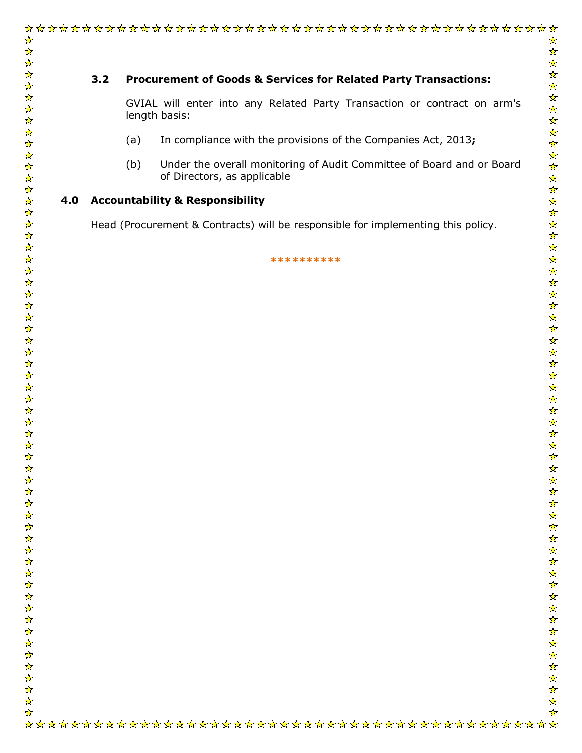### 3.2 Procurement of Goods & Services for Related Party Transactions:

GVIAL will enter into any Related Party Transaction or contract on arm's length basis:

(a) In compliance with the provisions of the Companies Act, 2013**;**

(b) Under the overall monitoring of Audit Committee of Board and or Board of Directors, as applicable

## 4.0 Accountability & Responsibility

Head (Procurement & Contracts) will be responsible for implementing this policy.

**********